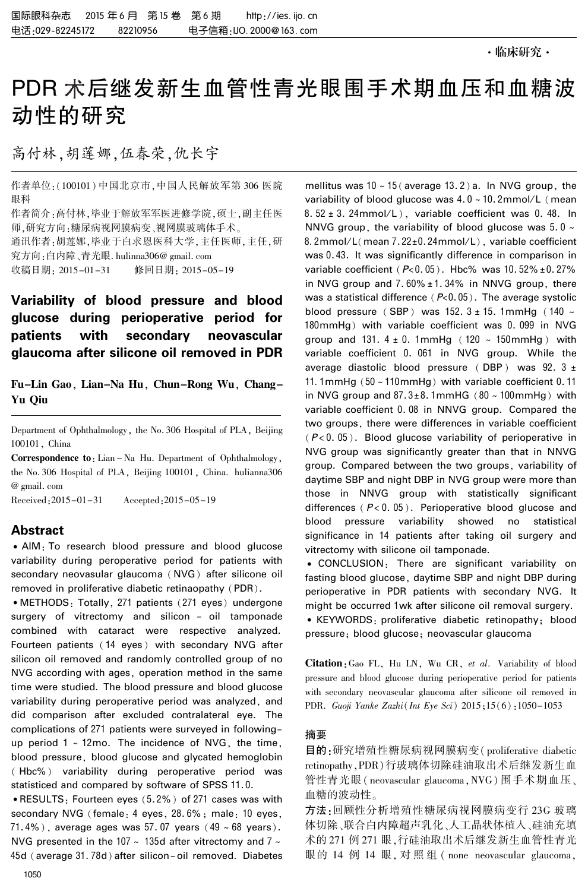·临床研究·

# PDR 术后继发新生血管性青光眼围手术期血压和血糖波动性的研究

高付林,胡莲娜,伍春荣,仇长宇

作者单位:(100101)中国北京市,中国人民解放军第 306 医院眼科

作者简介:高付林,毕业于解放军军医进修学院,硕士,副主任医师,研究方向:糖尿病视网膜病变、视网膜玻璃体手术。

通讯作者:胡莲娜,毕业于白求恩医科大学,主任医师,主任,研究方向:白内障、青光眼. hulinna306@ gmail. com

收稿日期: 2015-01-31  修回日期: 2015-05-19

## Variability of blood pressure and blood glucose during perioperative period for patients with secondary neovascular glaucoma after silicone oil removed in PDR

**Fu-Lin Gao, Lian-Na Hu, Chun-Rong Wu, Chang-Yu Qiu**

Department of Ophthalmology, the No. 306 Hospital of PLA, Beijing 100101, China

**Correspondence to:** Lian-Na Hu. Department of Ophthalmology, the No. 306 Hospital of PLA, Beijing 100101, China. hulianna306@gmail.com

Received:2015-01-31  Accepted:2015-05-19

## Abstract

• AIM: To research blood pressure and blood glucose variability during peroperative period for patients with secondary neovasular glaucoma (NVG) after silicone oil removed in proliferative diabetic retinaopathy (PDR).

• METHODS: Totally, 271 patients (271 eyes) undergone surgery of vitrectomy and silicon - oil tamponade combined with cataract were respective analyzed. Fourteen patients (14 eyes) with secondary NVG after silicon oil removed and randomly controlled group of no NVG according with ages, operation method in the same time were studied. The blood pressure and blood glucose variability during peroperative period was analyzed, and did comparison after excluded contralateral eye. The complications of 271 patients were surveyed in following-up period 1 ~ 12mo. The incidence of NVG, the time, blood pressure, blood glucose and glycated hemoglobin (Hbc%) variability during peroperative period was statisticed and compared by software of SPSS 11.0.

• RESULTS: Fourteen eyes (5.2%) of 271 cases was with secondary NVG (female: 4 eyes, 28.6%; male: 10 eyes, 71.4%), average ages was 57.07 years (49 ~ 68 years). NVG presented in the 107 ~ 135d after vitrectomy and 7 ~ 45d (average 31.78d) after silicon-oil removed. Diabetes mellitus was 10 ~ 15 (average 13.2) a. In NVG group, the variability of blood glucose was 4.0 ~ 10.2mmol/L (mean 8.52 ± 3.24mmol/L), variable coefficient was 0.48. In NNVG group, the variability of blood glucose was 5.0 ~ 8.2mmol/L (mean 7.22±0.24mmol/L), variable coefficient was 0.43. It was significantly difference in comparison in variable coefficient ($P<0.05$). Hbc% was 10.52% ±0.27% in NVG group and 7.60% ± 1.34% in NNVG group, there was a statistical difference ($P<0.05$). The average systolic blood pressure (SBP) was 152.3 ± 15.1mmHg (140 ~ 180mmHg) with variable coefficient was 0.099 in NVG group and 131.4 ± 0.1mmHg (120 ~ 150mmHg) with variable coefficient 0.061 in NVG group. While the average diastolic blood pressure (DBP) was 92.3 ± 11.1mmHg (50 ~ 110mmHg) with variable coefficient 0.11 in NVG group and 87.3±8.1mmHg (80 ~ 100mmHg) with variable coefficient 0.08 in NNVG group. Compared the two groups, there were differences in variable coefficient ($P<0.05$). Blood glucose variability of perioperative in NVG group was significantly greater than that in NNVG group. Compared between the two groups, variability of daytime SBP and night DBP in NVG group were more than those in NNVG group with statistically significant differences ($P<0.05$). Perioperative blood glucose and blood pressure variability showed no statistical significance in 14 patients after taking oil surgery and vitrectomy with silicone oil tamponade.

• CONCLUSION: There are significant variability on fasting blood glucose, daytime SBP and night DBP during perioperative in PDR patients with secondary NVG. It might be occurred 1wk after silicone oil removal surgery.

• KEYWORDS: proliferative diabetic retinopathy; blood pressure; blood glucose; neovascular glaucoma

**Citation:** Gao FL, Hu LN, Wu CR, *et al*. Variability of blood pressure and blood glucose during perioperative period for patients with secondary neovascular glaucoma after silicone oil removed in PDR. *Guoji Yanke Zazhi* (*Int Eye Sci*) 2015;15(6):1050-1053

## 摘要

**目的**:研究增殖性糖尿病视网膜病变(proliferative diabetic retinopathy,PDR)行玻璃体切除硅油取出术后继发新生血管性青光眼(neovascular glaucoma,NVG)围手术期血压、血糖的波动性。

**方法**:回顾性分析增殖性糖尿病视网膜病变行 23G 玻璃体切除、联合白内障超声乳化、人工晶状体植入、硅油充填术的 271 例 271 眼,行硅油取出术后继发新生血管性青光眼的 14 例 14 眼,对照组(none neovascular glaucoma,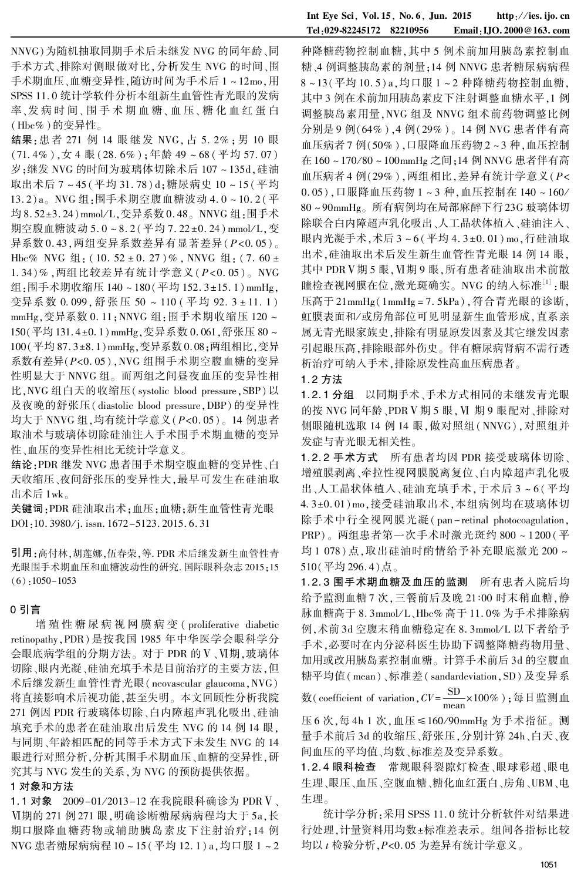NNVG)为随机抽取同期手术后未继发 NVG 的同年龄、同手术方式、排除对侧眼做对比,分析发生 NVG 的时间、围手术期血压、血糖变异性,随访时间为手术后 1~12mo,用 SPSS 11.0 统计学软件分析本组新生血管性青光眼的发病率、发病时间、围手术期血糖、血压、糖化血红蛋白(Hbc%)的变异性。

**结果**:患者 271 例 14 眼继发 NVG,占 5.2%;男 10 眼(71.4%),女 4 眼(28.6%);年龄 49~68(平均 57.07)岁;继发 NVG 的时间为玻璃体切除术后 107~135d,硅油取出术后 7~45(平均 31.78)d;糖尿病史 10~15(平均 13.2)a。NVG 组:围手术期空腹血糖波动 4.0~10.2(平均 8.52±3.24)mmol/L,变异系数 0.48。NNVG 组:围手术期空腹血糖波动 5.0~8.2(平均 7.22±0.24)mmol/L,变异系数 0.43,两组变异系数差异有显著差异($P<0.05$)。Hbc% NVG 组:(10.52±0.27)%,NNVG 组:(7.60±1.34)%,两组比较差异有统计学意义($P<0.05$)。NVG 组:围手术期收缩压 140~180(平均 152.3±15.1)mmHg,变异系数 0.099,舒张压 50~110(平均 92.3±11.1)mmHg,变异系数 0.11;NNVG 组:围手术期收缩压 120~150(平均 131.4±0.1)mmHg,变异系数 0.061,舒张压 80~100(平均 87.3±8.1)mmHg,变异系数 0.08;两组相比,变异系数有差异($P<0.05$),NVG 组围手术期空腹血糖的变异性明显大于 NNVG 组。而两组之间昼夜血压的变异性相比,NVG 组白天的收缩压(systolic blood pressure,SBP)以及夜晚的舒张压(diastolic blood pressure,DBP)的变异性均大于 NNVG 组,均有统计学意义($P<0.05$)。14 例患者取油术与玻璃体切除硅油注入手术围手术期血糖的变异性、血压的变异性相比无统计学意义。

**结论**:PDR 继发 NVG 患者围手术期空腹血糖的变异性、白天收缩压、夜间舒张压的变异性大,最早可发生在硅油取出术后 1wk。

**关键词**:PDR 硅油取出术;血压;血糖;新生血管性青光眼

DOI:10.3980/j.issn.1672-5123.2015.6.31

**引用**:高付林,胡莲娜,伍春荣,等. PDR 术后继发新生血管性青光眼围手术期血压和血糖波动性的研究. 国际眼科杂志 2015;15(6):1050-1053

## 0 引言

增殖性糖尿病视网膜病变(proliferative diabetic retinopathy,PDR)是按我国 1985 年中华医学会眼科学分会眼底病学组的分期方法。对于 PDR 的Ⅴ、Ⅵ期,玻璃体切除、眼内光凝、硅油充填手术是目前治疗的主要方法,但术后继发新生血管性青光眼(neovascular glaucoma,NVG)将直接影响术后视功能,甚至失明。本文回顾性分析我院 271 例因 PDR 行玻璃体切除、白内障超声乳化吸出、硅油填充手术的患者在硅油取出后发生 NVG 的 14 例 14 眼,与同期、年龄相匹配的同等手术方式下未发生 NVG 的 14 眼进行对照分析,分析其围手术期血压、血糖的变异性,研究其与 NVG 发生的关系,为 NVG 的预防提供依据。

## 1 对象和方法

**1.1 对象** 2009-01/2013-12 在我院眼科确诊为 PDRⅤ、Ⅵ期的 271 例 271 眼,明确诊断糖尿病病程均大于 5a,长期口服降血糖药物或辅助胰岛素皮下注射治疗;14 例 NVG 患者糖尿病病程 10~15(平均 12.1)a,均口服 1~2 种降糖药物控制血糖,其中 5 例术前加用胰岛素控制血糖,4 例调整胰岛素的剂量;14 例 NNVG 患者糖尿病病程 8~13(平均 10.5)a,均口服 1~2 种降糖药物控制血糖,其中 3 例在术前加用胰岛素皮下注射调整血糖水平,1 例调整胰岛素用量,NVG 组及 NNVG 组术前药物调整比例分别是 9 例(64%),4 例(29%)。14 例 NVG 患者伴有高血压病者 7 例(50%),口服降血压药物 2~3 种,血压控制在 160~170/80~100mmHg 之间;14 例 NNVG 患者伴有高血压病者 4 例(29%),两组相比,差异有统计学意义($P<0.05$),口服降血压药物 1~3 种,血压控制在 140~160/80~90mmHg。所有病例均在局部麻醉下行 23G 玻璃体切除联合白内障超声乳化吸出、人工晶状体植入、硅油注入、眼内光凝手术,术后 3~6(平均 4.3±0.01)mo,行硅油取出术,硅油取出术后发生新生血管性青光眼 14 例 14 眼,其中 PDRⅤ期 5 眼,Ⅵ期 9 眼,所有患者硅油取出术前散瞳检查视网膜在位,激光斑确实。NVG 的纳入标准[1]:眼压高于 21mmHg(1mmHg=7.5kPa),符合青光眼的诊断,虹膜表面和/或房角部位可见明显新生血管形成,直系亲属无青光眼家族史,排除有明显原发因素及其它继发因素引起眼压高,排除眼部外伤史。伴有糖尿病肾病不需行透析治疗可纳入手术,排除原发性高血压病患者。

**1.2 方法**

**1.2.1 分组** 以同期手术、手术方式相同的未继发青光眼的按 NVG 同年龄、PDRⅤ期 5 眼,Ⅵ期 9 眼配对、排除对侧眼随机选取 14 例 14 眼,做对照组(NNVG),对照组并发症与青光眼无相关性。

**1.2.2 手术方式** 所有患者均因 PDR 接受玻璃体切除、增殖膜剥离、牵拉性视网膜脱离复位、白内障超声乳化吸出、人工晶状体植入、硅油充填手术,于术后 3~6(平均 4.3±0.01)mo,接受硅油取出术,本组病例均在玻璃体切除手术中行全视网膜光凝(pan-retinal photocoagulation,PRP)。两组患者第一次手术时激光斑约 800~1200(平均 1078)点,取出硅油时酌情给予补充眼底激光 200~510(平均 296.4)点。

**1.2.3 围手术期血糖及血压的监测** 所有患者入院后均给予监测血糖 7 次,三餐前后及晚 21:00 时末稍血糖,静脉血糖高于 8.3mmol/L、Hbc% 高于 11.0% 为手术排除病例,术前 3d 空腹末稍血糖稳定在 8.3mmol/L 以下者给予手术,必要时在内分泌科医生协助下调整降糖药物用量、加用或改用胰岛素控制血糖。计算手术前后 3d 的空腹血糖平均值(mean)、标准差(sandardeviation,SD)及变异系数(coefficient of variation,$CV=\frac{SD}{mean}\times100\%$);每日监测血压 6 次,每 4h 1 次,血压≤160/90mmHg 为手术指征。测量手术前后 3d 的收缩压、舒张压,分别计算 24h、白天、夜间血压的平均值、均数、标准差及变异系数。

**1.2.4 眼科检查** 常规眼科裂隙灯检查、眼球彩超、眼电生理、眼压、血压、空腹血糖、糖化血红蛋白、房角、UBM、电生理。

统计学分析:采用 SPSS 11.0 统计分析软件对结果进行处理,计量资料用均数±标准差表示。组间各指标比较均以 $t$ 检验分析,$P<0.05$ 为差异有统计学意义。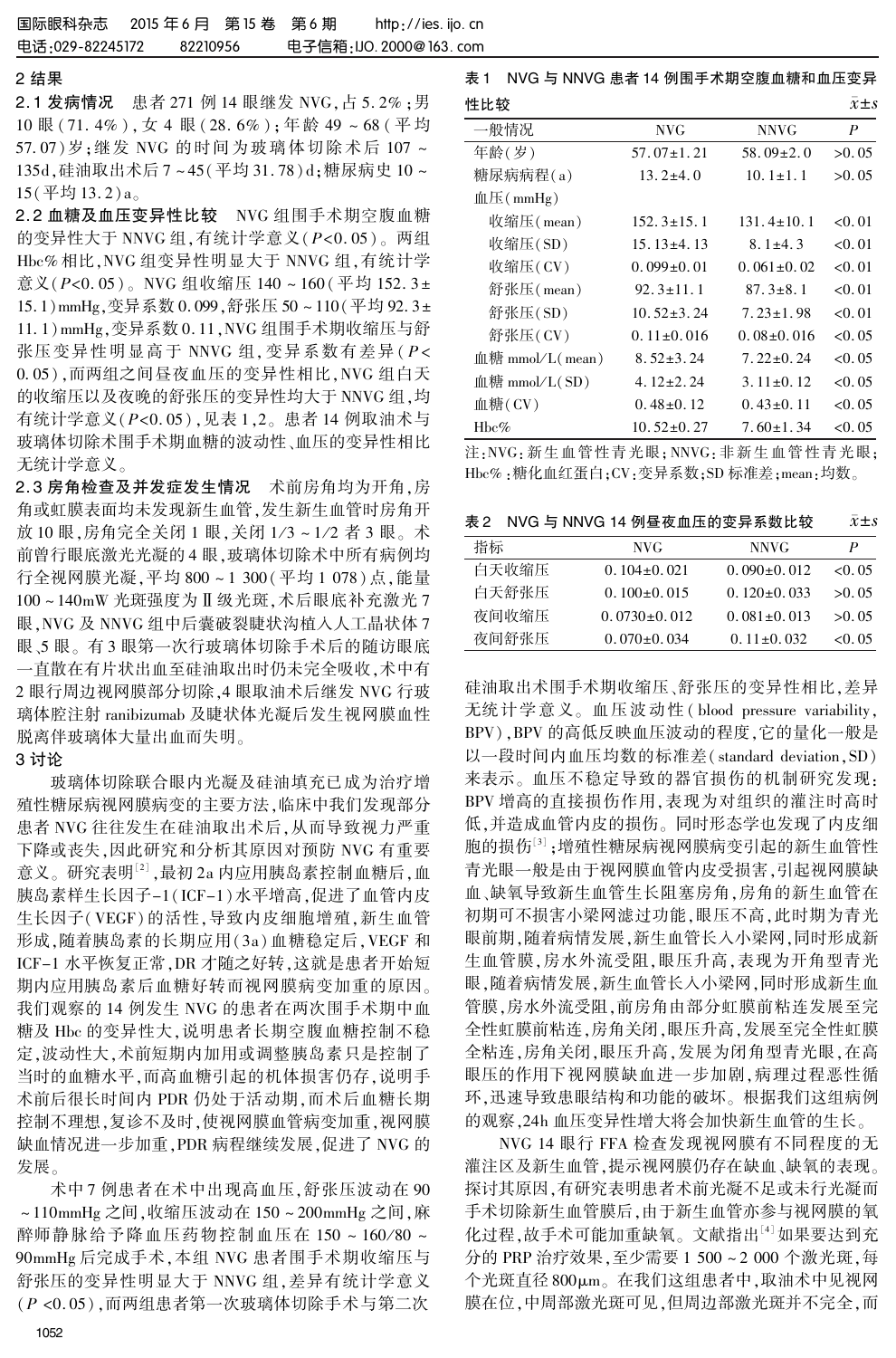## 2 结果

**2.1 发病情况** 患者 271 例 14 眼继发 NVG，占 5.2%；男 10 眼(71.4%)，女 4 眼(28.6%)；年龄 49～68(平均 57.07)岁；继发 NVG 的时间为玻璃体切除术后 107～135d，硅油取出术后 7～45(平均 31.78)d；糖尿病史 10～15(平均 13.2)a。

**2.2 血糖及血压变异性比较** NVG 组围手术期空腹血糖的变异性大于 NNVG 组，有统计学意义($P<0.05$)。两组 Hbc% 相比，NVG 组变异性明显大于 NNVG 组，有统计学意义($P<0.05$)。NVG 组收缩压 140～160(平均 152.3±15.1)mmHg，变异系数 0.099，舒张压 50～110(平均 92.3±11.1)mmHg，变异系数 0.11，NVG 组围手术期收缩压与舒张压变异性明显高于 NNVG 组，变异系数有差异($P<0.05$)，而两组之间昼夜血压的变异性相比，NVG 组白天的收缩压以及夜晚的舒张压的变异性均大于 NNVG 组，均有统计学意义($P<0.05$)，见表 1，2。患者 14 例取油术与玻璃体切除术围手术期血糖的波动性、血压的变异性相比无统计学意义。

表 1 NVG 与 NNVG 患者 14 例围手术期空腹血糖和血压变异性比较 $\bar{x}\pm s$

| 一般情况 | NVG | NNVG | P |
|---|---|---|---|
| 年龄(岁) | 57.07±1.21 | 58.09±2.0 | >0.05 |
| 糖尿病病程(a) | 13.2±4.0 | 10.1±1.1 | >0.05 |
| 血压(mmHg) | | | |
| 收缩压(mean) | 152.3±15.1 | 131.4±10.1 | <0.01 |
| 收缩压(SD) | 15.13±4.13 | 8.1±4.3 | <0.01 |
| 收缩压(CV) | 0.099±0.01 | 0.061±0.02 | <0.01 |
| 舒张压(mean) | 92.3±11.1 | 87.3±8.1 | <0.01 |
| 舒张压(SD) | 10.52±3.24 | 7.23±1.98 | <0.01 |
| 舒张压(CV) | 0.11±0.016 | 0.08±0.016 | <0.05 |
| 血糖 mmol/L(mean) | 8.52±3.24 | 7.22±0.24 | <0.05 |
| 血糖 mmol/L(SD) | 4.12±2.24 | 3.11±0.12 | <0.05 |
| 血糖(CV) | 0.48±0.12 | 0.43±0.11 | <0.05 |
| Hbc% | 10.52±0.27 | 7.60±1.34 | <0.05 |

注：NVG：新生血管性青光眼；NNVG：非新生血管性青光眼；Hbc%：糖化血红蛋白；CV：变异系数；SD 标准差；mean：均数。

表 2 NVG 与 NNVG 14 例昼夜血压的变异系数比较 $\bar{x}\pm s$

| 指标 | NVG | NNVG | P |
|---|---|---|---|
| 白天收缩压 | 0.104±0.021 | 0.090±0.012 | <0.05 |
| 白天舒张压 | 0.100±0.015 | 0.120±0.033 | >0.05 |
| 夜间收缩压 | 0.0730±0.012 | 0.081±0.013 | >0.05 |
| 夜间舒张压 | 0.070±0.034 | 0.11±0.032 | <0.05 |

**2.3 房角检查及并发症发生情况** 术前房角均为开角，房角或虹膜表面均未发现新生血管，发生新生血管时房角开放 10 眼，房角完全关闭 1 眼，关闭 1/3～1/2 者 3 眼。术前曾行眼底激光光凝的 4 眼，玻璃体切除术中所有病例均行全视网膜光凝，平均 800～1 300(平均 1 078)点，能量 100～140mW 光斑强度为Ⅱ级光斑，术后眼底补充激光 7 眼，NVG 及 NNVG 组中后囊破裂睫状沟植入人工晶状体 7 眼，5 眼。有 3 眼第一次行玻璃体切除手术后的随访眼底一直散在有片状出血至硅油取出时仍未完全吸收，术中有 2 眼行周边视网膜部分切除，4 眼取油术后继发 NVG 行玻璃体腔注射 ranibizumab 及睫状体光凝后发生视网膜血性脱离伴玻璃体大量出血而失明。

## 3 讨论

玻璃体切除联合眼内光凝及硅油填充已成为治疗增殖性糖尿病视网膜病变的主要方法，临床中我们发现部分患者 NVG 往往发生在硅油取出术后，从而导致视力严重下降或丧失，因此研究和分析其原因对预防 NVG 有重要意义。研究表明[2]，最初 2a 内应用胰岛素控制血糖后，血胰岛素样生长因子-1(ICF-1)水平增高，促进了血管内皮生长因子(VEGF)的活性，导致内皮细胞增殖，新生血管形成，随着胰岛素的长期应用(3a)血糖稳定后，VEGF 和 ICF-1 水平恢复正常，DR 才随之好转，这就是患者开始短期内应用胰岛素后血糖好转而视网膜病变加重的原因。我们观察的 14 例发生 NVG 的患者在两次围手术期中血糖及 Hbc 的变异性大，说明患者长期空腹血糖控制不稳定，波动性大，术前短期内加用或调整胰岛素只是控制了当时的血糖水平，而高血糖引起的机体损害仍存，说明手术前后很长时间内 PDR 仍处于活动期，而术后血糖长期控制不理想，复诊不及时，使视网膜血管病变加重，视网膜缺血情况进一步加重，PDR 病程继续发展，促进了 NVG 的发展。

术中 7 例患者在术中出现高血压，舒张压波动在 90～110mmHg 之间，收缩压波动在 150～200mmHg 之间，麻醉师静脉给予降血压药物控制血压在 150～160/80～90mmHg 后完成手术，本组 NVG 患者围手术期收缩压与舒张压的变异性明显大于 NNVG 组，差异有统计学意义($P<0.05$)，而两组患者第一次玻璃体切除手术与第二次硅油取出术围手术期收缩压、舒张压的变异性相比，差异无统计学意义。血压波动性(blood pressure variability，BPV)，BPV 的高低反映血压波动的程度，它的量化一般是以一段时间内血压均数的标准差(standard deviation，SD)来表示。血压不稳定导致的器官损伤的机制研究发现：BPV 增高的直接损伤作用，表现为对组织的灌注时高时低，并造成血管内皮的损伤。同时形态学也发现了内皮细胞的损伤[3]；增殖性糖尿病视网膜病变引起的新生血管性青光眼一般是由于视网膜血管内皮受损害，引起视网膜缺血、缺氧导致新生血管生长阻塞房角，房角的新生血管在初期可不损害小梁网滤过功能，眼压不高，此时期为青光眼前期，随着病情发展，新生血管长入小梁网，同时形成新生血管膜，房水外流受阻，眼压升高，表现为开角型青光眼，随着病情发展，新生血管长入小梁网，同时形成新生血管膜，房水外流受阻，前房角由部分虹膜前粘连发展至完全性虹膜前粘连，房角关闭，眼压升高，发展至完全性虹膜全粘连，房角关闭，眼压升高，发展为闭角型青光眼，在高眼压的作用下视网膜缺血进一步加剧，病理过程恶性循环，迅速导致患眼结构和功能的破坏。根据我们这组病例的观察，24h 血压变异性增大将会加快新生血管的生长。

NVG 14 眼行 FFA 检查发现视网膜有不同程度的无灌注区及新生血管，提示视网膜仍存在缺血、缺氧的表现。探讨其原因，有研究表明患者术前光凝不足或未行光凝而手术切除新生血管膜后，由于新生血管亦参与视网膜的氧化过程，故手术可能加重缺氧。文献指出[4]如果要达到充分的 PRP 治疗效果，至少需要 1 500～2 000 个激光斑，每个光斑直径 800μm。在我们这组患者中，取油术中见视网膜在位，中周部激光斑可见，但周边部激光斑并不完全，而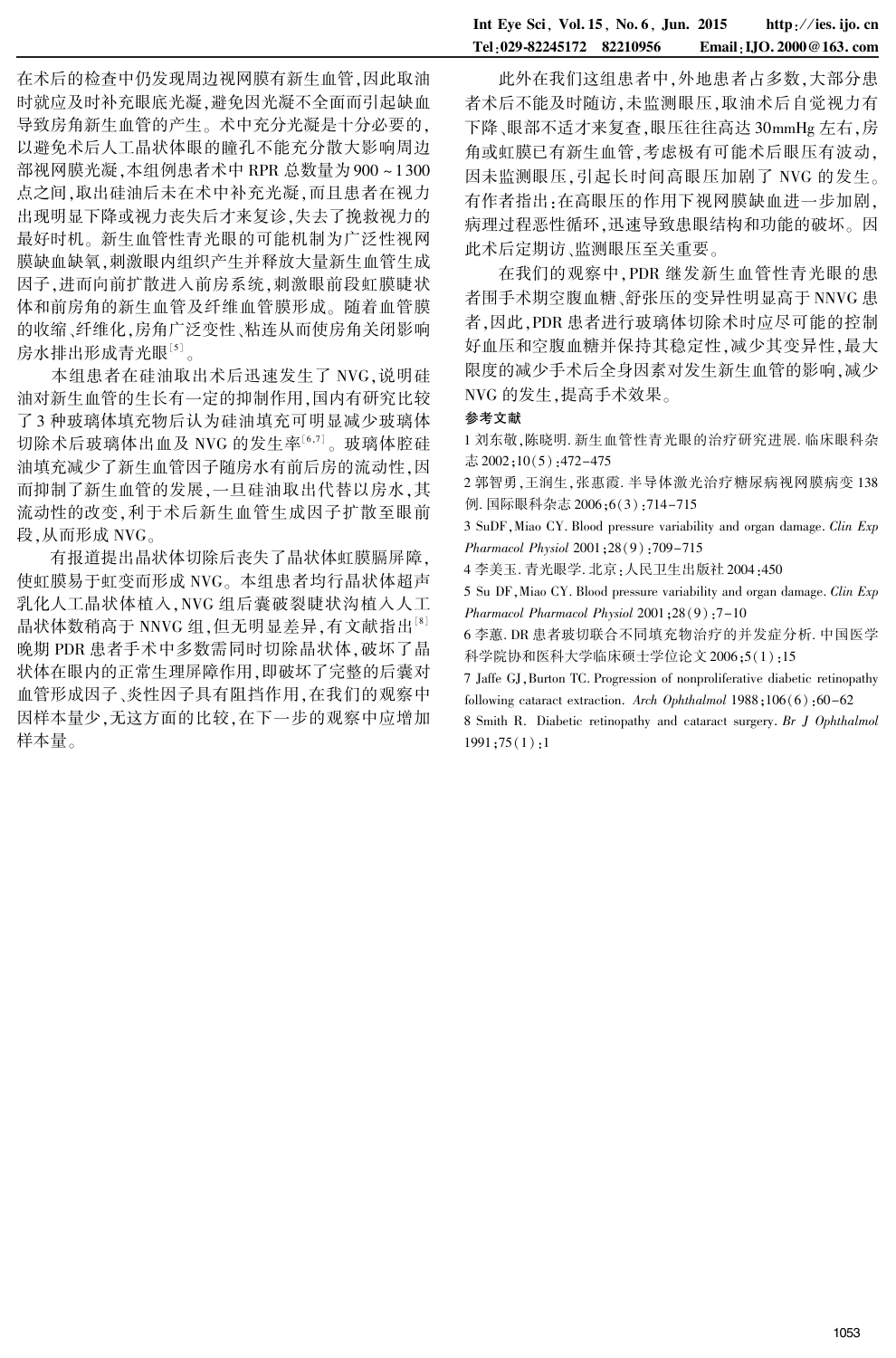在术后的检查中仍发现周边视网膜有新生血管,因此取油时就应及时补充眼底光凝,避免因光凝不全面而引起缺血导致房角新生血管的产生。术中充分光凝是十分必要的,以避免术后人工晶状体眼的瞳孔不能充分散大影响周边部视网膜光凝,本组例患者术中 RPR 总数量为 900~1300 点之间,取出硅油后未在术中补充光凝,而且患者在视力出现明显下降或视力丧失后才来复诊,失去了挽救视力的最好时机。新生血管性青光眼的可能机制为广泛性视网膜缺血缺氧,刺激眼内组织产生并释放大量新生血管生成因子,进而向前扩散进入前房系统,刺激眼前段虹膜睫状体和前房角的新生血管及纤维血管膜形成。随着血管膜的收缩、纤维化,房角广泛变性、粘连从而使房角关闭影响房水排出形成青光眼[5]。

本组患者在硅油取出术后迅速发生了 NVG,说明硅油对新生血管的生长有一定的抑制作用,国内有研究比较了 3 种玻璃体填充物后认为硅油填充可明显减少玻璃体切除术后玻璃体出血及 NVG 的发生率[6,7]。玻璃体腔硅油填充减少了新生血管因子随房水有前后房的流动性,因而抑制了新生血管的发展,一旦硅油取出代替以房水,其流动性的改变,利于术后新生血管生成因子扩散至眼前段,从而形成 NVG。

有报道提出晶状体切除后丧失了晶状体虹膜膈屏障,使虹膜易于虹变而形成 NVG。本组患者均行晶状体超声乳化人工晶状体植入,NVG 组后囊破裂睫状沟植入人工晶状体数稍高于 NNVG 组,但无明显差异,有文献指出[8]晚期 PDR 患者手术中多数需同时切除晶状体,破坏了晶状体在眼内的正常生理屏障作用,即破坏了完整的后囊对血管形成因子、炎性因子具有阻挡作用,在我们的观察中因样本量少,无这方面的比较,在下一步的观察中应增加样本量。

此外在我们这组患者中,外地患者占多数,大部分患者术后不能及时随访,未监测眼压,取油术后自觉视力有下降、眼部不适才来复查,眼压往往高达 30mmHg 左右,房角或虹膜已有新生血管,考虑极有可能术后眼压有波动,因未监测眼压,引起长时间高眼压加剧了 NVG 的发生。有作者指出:在高眼压的作用下视网膜缺血进一步加剧,病理过程恶性循环,迅速导致患眼结构和功能的破坏。因此术后定期访、监测眼压至关重要。

在我们的观察中,PDR 继发新生血管性青光眼的患者围手术期空腹血糖、舒张压的变异性明显高于 NNVG 患者,因此,PDR 患者进行玻璃体切除术时应尽可能的控制好血压和空腹血糖并保持其稳定性,减少其变异性,最大限度的减少手术后全身因素对发生新生血管的影响,减少 NVG 的发生,提高手术效果。

**参考文献**

1 刘东敬,陈晓明. 新生血管性青光眼的治疗研究进展. 临床眼科杂志 2002;10(5):472-475

2 郭智勇,王润生,张惠霞. 半导体激光治疗糖尿病视网膜病变 138 例. 国际眼科杂志 2006;6(3):714-715

3 SuDF, Miao CY. Blood pressure variability and organ damage. *Clin Exp Pharmacol Physiol* 2001;28(9):709-715

4 李美玉. 青光眼学. 北京:人民卫生出版社 2004:450

5 Su DF, Miao CY. Blood pressure variability and organ damage. *Clin Exp Pharmacol Pharmacol Physiol* 2001;28(9):7-10

6 李蕙. DR 患者玻切联合不同填充物治疗的并发症分析. 中国医学科学院协和医科大学临床硕士学位论文 2006;5(1):15

7 Jaffe GJ, Burton TC. Progression of nonproliferative diabetic retinopathy following cataract extraction. *Arch Ophthalmol* 1988;106(6):60-62

8 Smith R. Diabetic retinopathy and cataract surgery. *Br J Ophthalmol* 1991;75(1):1